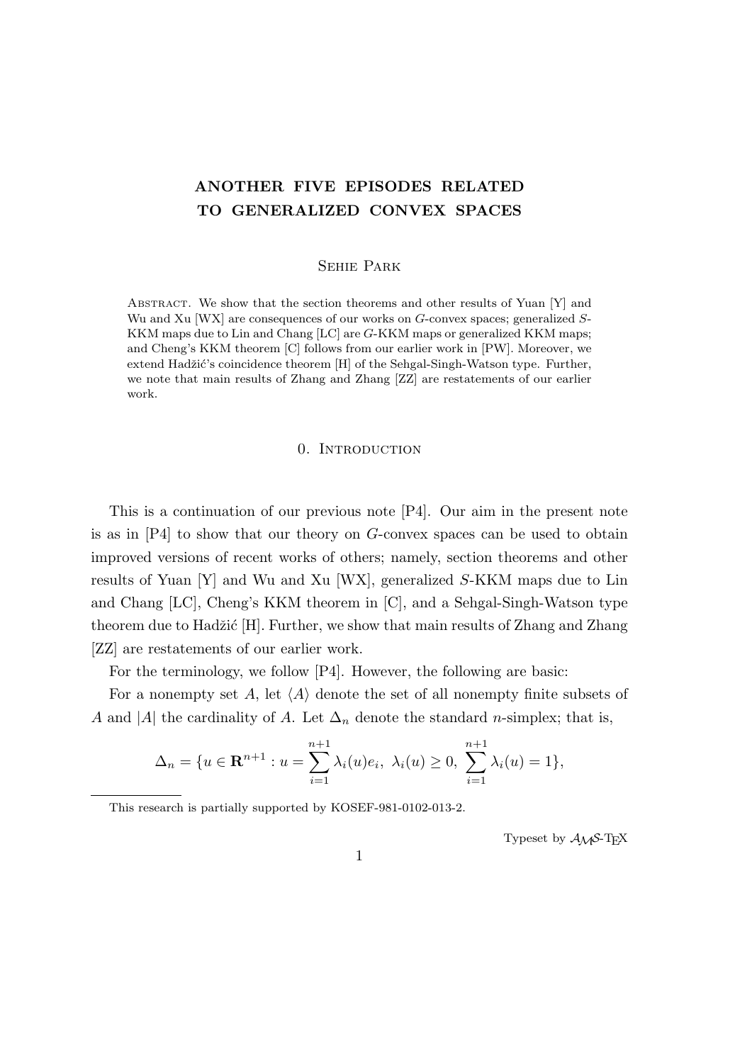# ANOTHER FIVE EPISODES RELATED TO GENERALIZED CONVEX SPACES

Sehie Park

Abstract. We show that the section theorems and other results of Yuan [Y] and Wu and Xu [WX] are consequences of our works on $G$-convex spaces; generalized $S$-KKM maps due to Lin and Chang [LC] are $G$-KKM maps or generalized KKM maps; and Cheng's KKM theorem [C] follows from our earlier work in [PW]. Moreover, we extend Hadžić's coincidence theorem [H] of the Sehgal-Singh-Watson type. Further, we note that main results of Zhang and Zhang [ZZ] are restatements of our earlier work.

## 0. Introduction

This is a continuation of our previous note [P4]. Our aim in the present note is as in [P4] to show that our theory on $G$-convex spaces can be used to obtain improved versions of recent works of others; namely, section theorems and other results of Yuan [Y] and Wu and Xu [WX], generalized $S$-KKM maps due to Lin and Chang [LC], Cheng's KKM theorem in [C], and a Sehgal-Singh-Watson type theorem due to Hadžić [H]. Further, we show that main results of Zhang and Zhang [ZZ] are restatements of our earlier work.

For the terminology, we follow [P4]. However, the following are basic:

For a nonempty set $A$, let $\langle A\rangle$ denote the set of all nonempty finite subsets of $A$ and $|A|$ the cardinality of $A$. Let $\Delta_n$ denote the standard $n$-simplex; that is,

$$\Delta_n = \{u \in \mathbf{R}^{n+1} : u = \sum_{i=1}^{n+1} \lambda_i(u)e_i,\ \lambda_i(u) \geq 0,\ \sum_{i=1}^{n+1} \lambda_i(u) = 1\},$$

This research is partially supported by KOSEF-981-0102-013-2.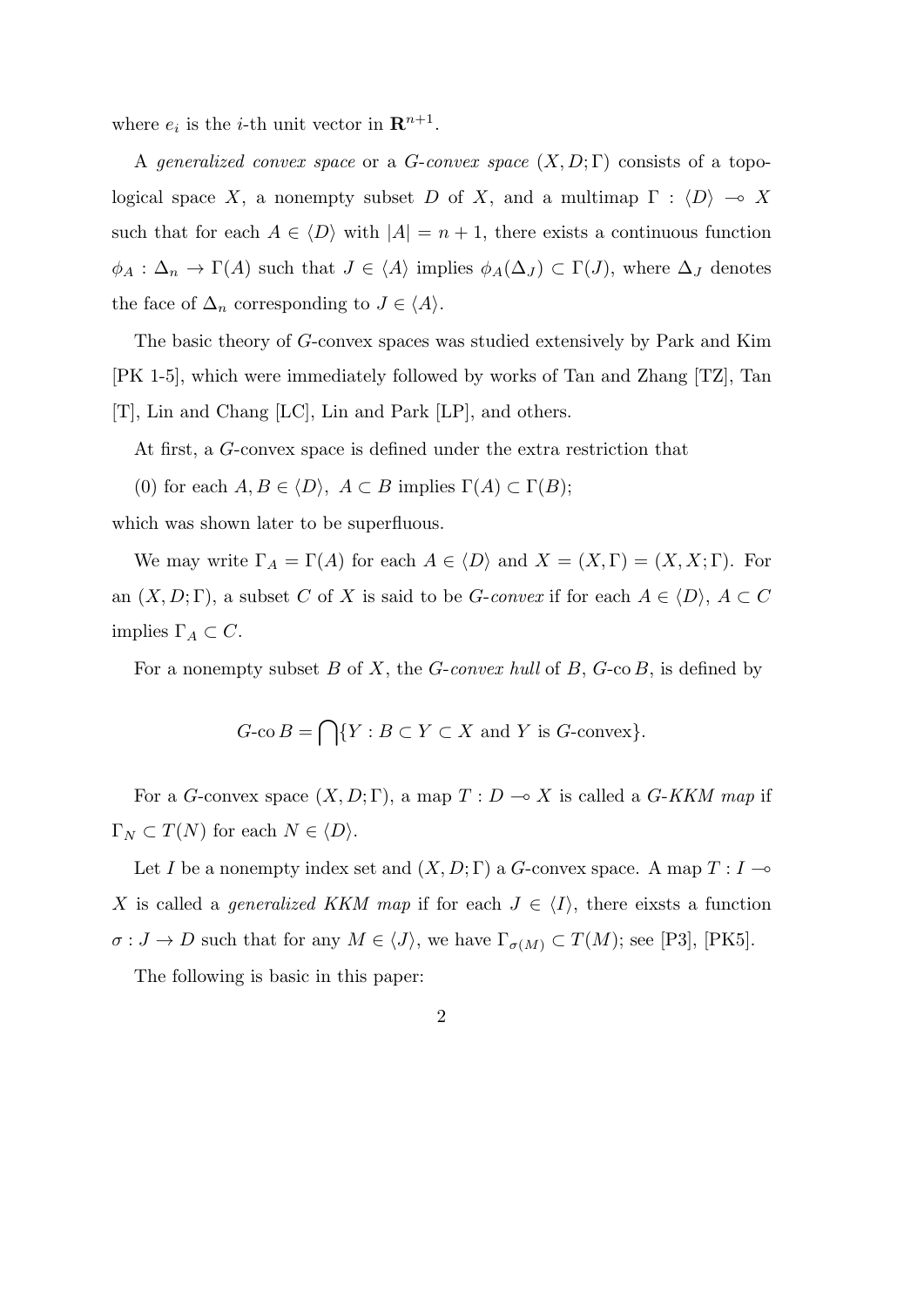where $e_i$ is the $i$-th unit vector in $\mathbf{R}^{n+1}$.

A *generalized convex space* or a *G-convex space* $(X, D; \Gamma)$ consists of a topological space $X$, a nonempty subset $D$ of $X$, and a multimap $\Gamma : \langle D \rangle \multimap X$ such that for each $A \in \langle D \rangle$ with $|A| = n+1$, there exists a continuous function $\phi_A : \Delta_n \to \Gamma(A)$ such that $J \in \langle A \rangle$ implies $\phi_A(\Delta_J) \subset \Gamma(J)$, where $\Delta_J$ denotes the face of $\Delta_n$ corresponding to $J \in \langle A \rangle$.

The basic theory of $G$-convex spaces was studied extensively by Park and Kim [PK 1-5], which were immediately followed by works of Tan and Zhang [TZ], Tan [T], Lin and Chang [LC], Lin and Park [LP], and others.

At first, a $G$-convex space is defined under the extra restriction that

(0) for each $A, B \in \langle D \rangle$, $A \subset B$ implies $\Gamma(A) \subset \Gamma(B)$;

which was shown later to be superfluous.

We may write $\Gamma_A = \Gamma(A)$ for each $A \in \langle D \rangle$ and $X = (X, \Gamma) = (X, X; \Gamma)$. For an $(X, D; \Gamma)$, a subset $C$ of $X$ is said to be *G-convex* if for each $A \in \langle D \rangle$, $A \subset C$ implies $\Gamma_A \subset C$.

For a nonempty subset $B$ of $X$, the *G-convex hull* of $B$, $G\text{-co}\, B$, is defined by

$$G\text{-co}\, B = \bigcap \{Y : B \subset Y \subset X \text{ and } Y \text{ is } G\text{-convex}\}.$$

For a $G$-convex space $(X, D; \Gamma)$, a map $T : D \multimap X$ is called a *G-KKM map* if $\Gamma_N \subset T(N)$ for each $N \in \langle D \rangle$.

Let $I$ be a nonempty index set and $(X, D; \Gamma)$ a $G$-convex space. A map $T : I \multimap X$ is called a *generalized KKM map* if for each $J \in \langle I \rangle$, there eixsts a function $\sigma : J \to D$ such that for any $M \in \langle J \rangle$, we have $\Gamma_{\sigma(M)} \subset T(M)$; see [P3], [PK5].

The following is basic in this paper: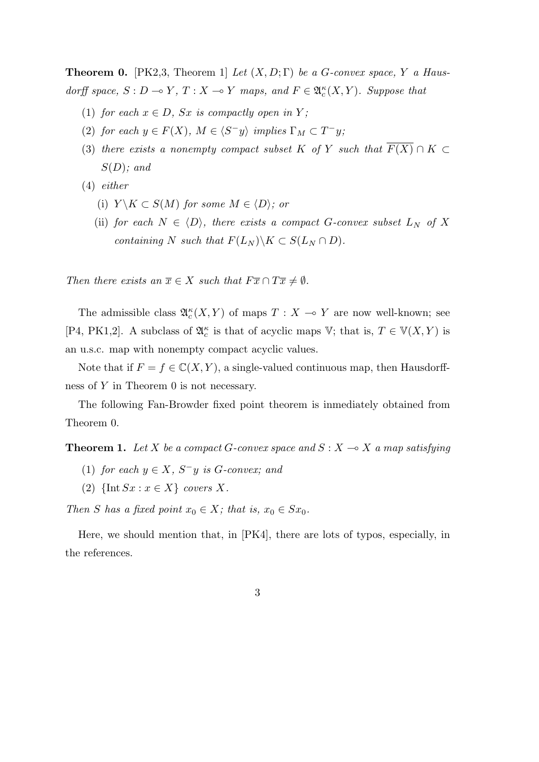**Theorem 0.** [PK2,3, Theorem 1] *Let $(X, D; \Gamma)$ be a G-convex space, Y a Hausdorff space, $S : D \multimap Y$, $T : X \multimap Y$ maps, and $F \in \mathfrak{A}_c^\kappa(X, Y)$. Suppose that*

(1) *for each $x \in D$, $Sx$ is compactly open in $Y$;*
(2) *for each $y \in F(X)$, $M \in \langle S^- y\rangle$ implies $\Gamma_M \subset T^- y$;*
(3) *there exists a nonempty compact subset $K$ of $Y$ such that $\overline{F(X)} \cap K \subset S(D)$; and*
(4) *either*
   (i) *$Y \backslash K \subset S(M)$ for some $M \in \langle D\rangle$; or*
   (ii) *for each $N \in \langle D\rangle$, there exists a compact G-convex subset $L_N$ of $X$ containing $N$ such that $F(L_N)\backslash K \subset S(L_N \cap D)$.*

*Then there exists an $\overline{x} \in X$ such that $F\overline{x} \cap T\overline{x} \neq \emptyset$.*

The admissible class $\mathfrak{A}_c^\kappa(X, Y)$ of maps $T : X \multimap Y$ are now well-known; see [P4, PK1,2]. A subclass of $\mathfrak{A}_c^\kappa$ is that of acyclic maps $\mathbb{V}$; that is, $T \in \mathbb{V}(X, Y)$ is an u.s.c. map with nonempty compact acyclic values.

Note that if $F = f \in \mathbb{C}(X, Y)$, a single-valued continuous map, then Hausdorffness of $Y$ in Theorem 0 is not necessary.

The following Fan-Browder fixed point theorem is inmediately obtained from Theorem 0.

**Theorem 1.** *Let $X$ be a compact G-convex space and $S : X \multimap X$ a map satisfying*

(1) *for each $y \in X$, $S^- y$ is G-convex; and*
(2) *$\{\operatorname{Int} Sx : x \in X\}$ covers $X$.*

*Then $S$ has a fixed point $x_0 \in X$; that is, $x_0 \in Sx_0$.*

Here, we should mention that, in [PK4], there are lots of typos, especially, in the references.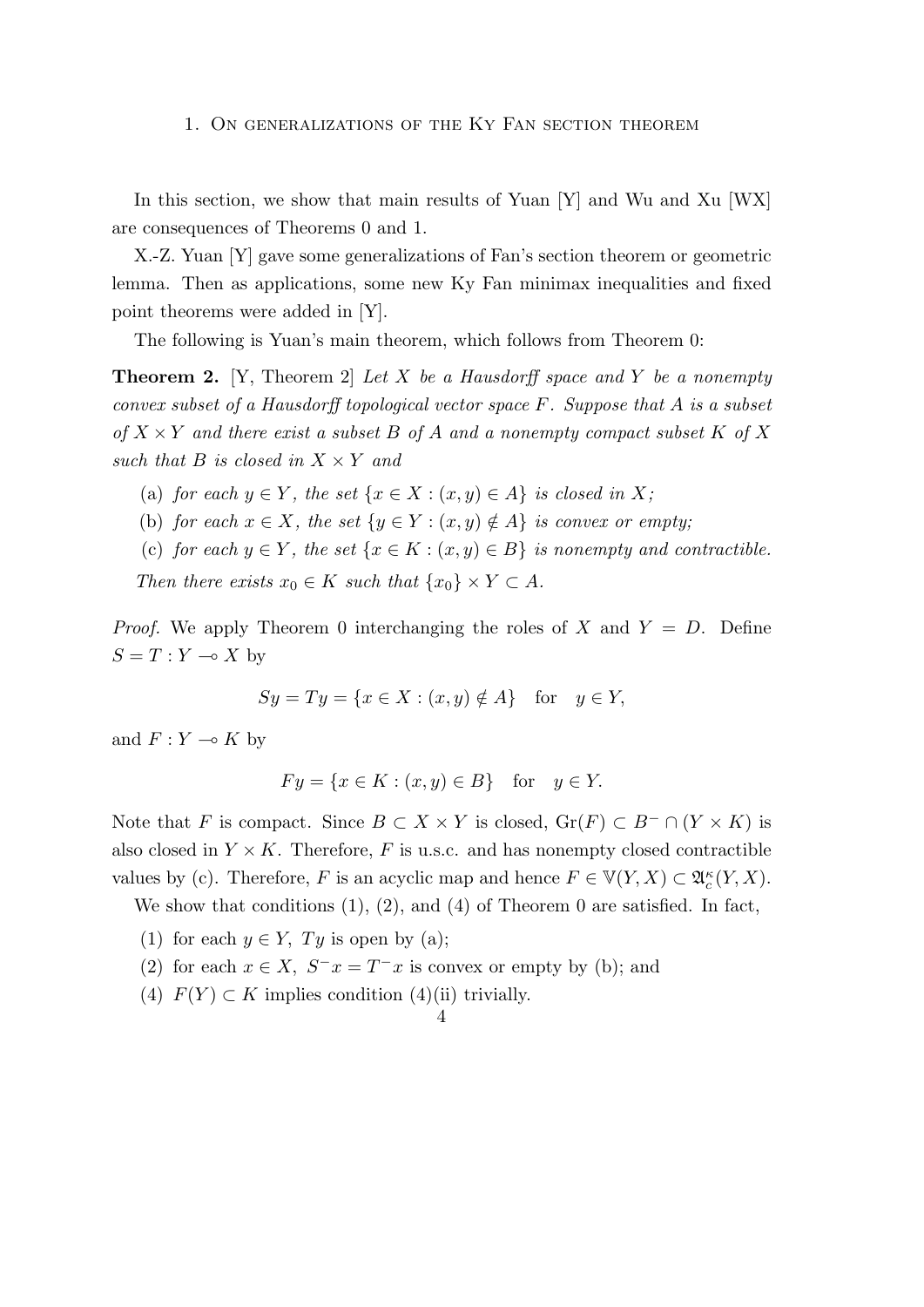## 1. On generalizations of the Ky Fan section theorem

In this section, we show that main results of Yuan [Y] and Wu and Xu [WX] are consequences of Theorems 0 and 1.

X.-Z. Yuan [Y] gave some generalizations of Fan's section theorem or geometric lemma. Then as applications, some new Ky Fan minimax inequalities and fixed point theorems were added in [Y].

The following is Yuan's main theorem, which follows from Theorem 0:

**Theorem 2.** [Y, Theorem 2] *Let $X$ be a Hausdorff space and $Y$ be a nonempty convex subset of a Hausdorff topological vector space $F$. Suppose that $A$ is a subset of $X \times Y$ and there exist a subset $B$ of $A$ and a nonempty compact subset $K$ of $X$ such that $B$ is closed in $X \times Y$ and*

- (a) *for each $y \in Y$, the set $\{x \in X : (x, y) \in A\}$ is closed in $X$;*
- (b) *for each $x \in X$, the set $\{y \in Y : (x, y) \notin A\}$ is convex or empty;*
- (c) *for each $y \in Y$, the set $\{x \in K : (x, y) \in B\}$ is nonempty and contractible.*

*Then there exists $x_0 \in K$ such that $\{x_0\} \times Y \subset A$.*

*Proof.* We apply Theorem 0 interchanging the roles of $X$ and $Y = D$. Define $S = T : Y \multimap X$ by

$$Sy = Ty = \{x \in X : (x, y) \notin A\} \quad \text{for} \quad y \in Y,$$

and $F : Y \multimap K$ by

$$Fy = \{x \in K : (x, y) \in B\} \quad \text{for} \quad y \in Y.$$

Note that $F$ is compact. Since $B \subset X \times Y$ is closed, $\mathrm{Gr}(F) \subset B^{-} \cap (Y \times K)$ is also closed in $Y \times K$. Therefore, $F$ is u.s.c. and has nonempty closed contractible values by (c). Therefore, $F$ is an acyclic map and hence $F \in \mathbb{V}(Y, X) \subset \mathfrak{A}_c^{\kappa}(Y, X)$.

We show that conditions (1), (2), and (4) of Theorem 0 are satisfied. In fact,

1. for each $y \in Y$, $Ty$ is open by (a);
2. for each $x \in X$, $S^{-}x = T^{-}x$ is convex or empty by (b); and
4. $F(Y) \subset K$ implies condition (4)(ii) trivially.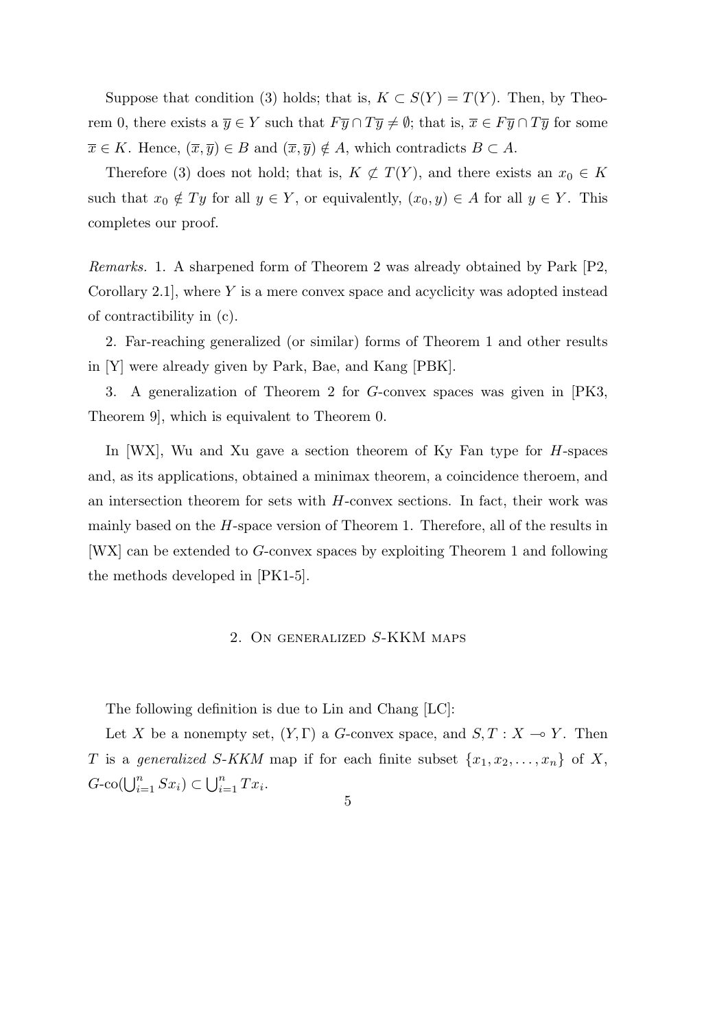Suppose that condition (3) holds; that is, $K \subset S(Y) = T(Y)$. Then, by Theorem 0, there exists a $\overline{y} \in Y$ such that $F\overline{y} \cap T\overline{y} \neq \emptyset$; that is, $\overline{x} \in F\overline{y} \cap T\overline{y}$ for some $\overline{x} \in K$. Hence, $(\overline{x}, \overline{y}) \in B$ and $(\overline{x}, \overline{y}) \notin A$, which contradicts $B \subset A$.

Therefore (3) does not hold; that is, $K \not\subset T(Y)$, and there exists an $x_0 \in K$ such that $x_0 \notin Ty$ for all $y \in Y$, or equivalently, $(x_0, y) \in A$ for all $y \in Y$. This completes our proof.

*Remarks.* 1. A sharpened form of Theorem 2 was already obtained by Park [P2, Corollary 2.1], where $Y$ is a mere convex space and acyclicity was adopted instead of contractibility in (c).

2. Far-reaching generalized (or similar) forms of Theorem 1 and other results in [Y] were already given by Park, Bae, and Kang [PBK].

3. A generalization of Theorem 2 for $G$-convex spaces was given in [PK3, Theorem 9], which is equivalent to Theorem 0.

In [WX], Wu and Xu gave a section theorem of Ky Fan type for $H$-spaces and, as its applications, obtained a minimax theorem, a coincidence theroem, and an intersection theorem for sets with $H$-convex sections. In fact, their work was mainly based on the $H$-space version of Theorem 1. Therefore, all of the results in [WX] can be extended to $G$-convex spaces by exploiting Theorem 1 and following the methods developed in [PK1-5].

## 2. On generalized $S$-KKM maps

The following definition is due to Lin and Chang [LC]:

Let $X$ be a nonempty set, $(Y, \Gamma)$ a $G$-convex space, and $S, T : X \multimap Y$. Then $T$ is a *generalized S-KKM* map if for each finite subset $\{x_1, x_2, \ldots, x_n\}$ of $X$, $G\text{-co}(\bigcup_{i=1}^n Sx_i) \subset \bigcup_{i=1}^n Tx_i$.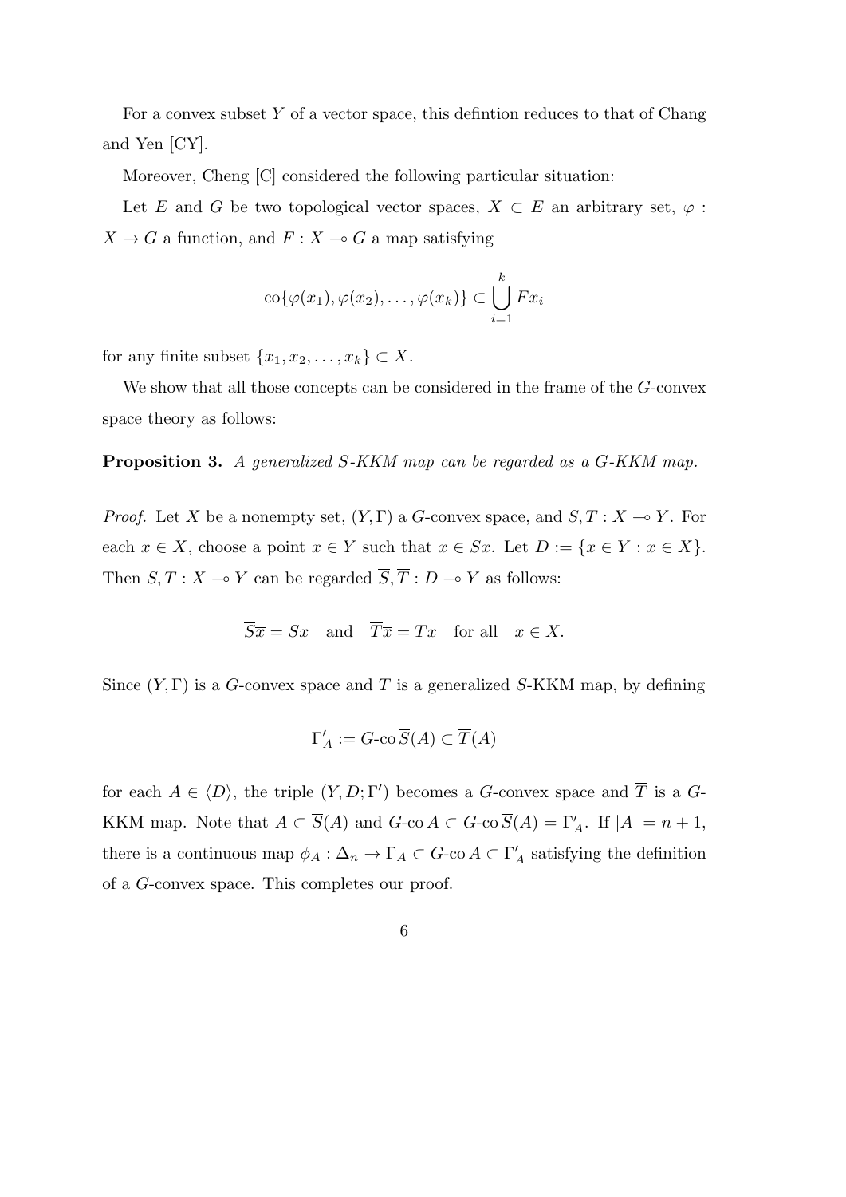For a convex subset $Y$ of a vector space, this defintion reduces to that of Chang and Yen [CY].

Moreover, Cheng [C] considered the following particular situation:

Let $E$ and $G$ be two topological vector spaces, $X \subset E$ an arbitrary set, $\varphi : X \to G$ a function, and $F : X \multimap G$ a map satisfying

$$\mathrm{co}\{\varphi(x_1), \varphi(x_2), \ldots, \varphi(x_k)\} \subset \bigcup_{i=1}^{k} Fx_i$$

for any finite subset $\{x_1, x_2, \ldots, x_k\} \subset X$.

We show that all those concepts can be considered in the frame of the $G$-convex space theory as follows:

**Proposition 3.** *A generalized S-KKM map can be regarded as a G-KKM map.*

*Proof.* Let $X$ be a nonempty set, $(Y, \Gamma)$ a $G$-convex space, and $S, T : X \multimap Y$. For each $x \in X$, choose a point $\overline{x} \in Y$ such that $\overline{x} \in Sx$. Let $D := \{\overline{x} \in Y : x \in X\}$. Then $S, T : X \multimap Y$ can be regarded $\overline{S}, \overline{T} : D \multimap Y$ as follows:

$$\overline{S}\overline{x} = Sx \quad \text{and} \quad \overline{T}\overline{x} = Tx \quad \text{for all} \quad x \in X.$$

Since $(Y, \Gamma)$ is a $G$-convex space and $T$ is a generalized $S$-KKM map, by defining

$$\Gamma'_A := G\text{-co}\,\overline{S}(A) \subset \overline{T}(A)$$

for each $A \in \langle D \rangle$, the triple $(Y, D; \Gamma')$ becomes a $G$-convex space and $\overline{T}$ is a $G$-KKM map. Note that $A \subset \overline{S}(A)$ and $G\text{-co}\,A \subset G\text{-co}\,\overline{S}(A) = \Gamma'_A$. If $|A| = n + 1$, there is a continuous map $\phi_A : \Delta_n \to \Gamma_A \subset G\text{-co}\,A \subset \Gamma'_A$ satisfying the definition of a $G$-convex space. This completes our proof.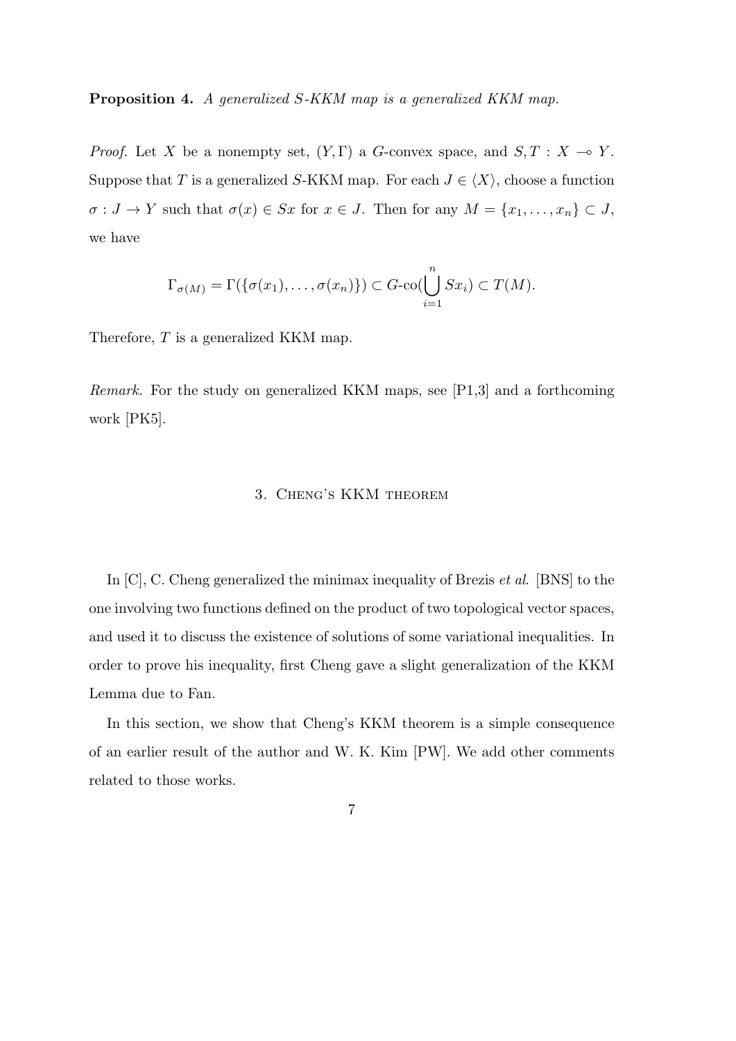**Proposition 4.** *A generalized $S$-KKM map is a generalized KKM map.*

*Proof.* Let $X$ be a nonempty set, $(Y, \Gamma)$ a $G$-convex space, and $S, T : X \multimap Y$. Suppose that $T$ is a generalized $S$-KKM map. For each $J \in \langle X \rangle$, choose a function $\sigma : J \to Y$ such that $\sigma(x) \in Sx$ for $x \in J$. Then for any $M = \{x_1, \ldots, x_n\} \subset J$, we have

$$\Gamma_{\sigma(M)} = \Gamma(\{\sigma(x_1), \ldots, \sigma(x_n)\}) \subset G\text{-co}(\bigcup_{i=1}^{n} Sx_i) \subset T(M).$$

Therefore, $T$ is a generalized KKM map.

*Remark.* For the study on generalized KKM maps, see [P1,3] and a forthcoming work [PK5].

## 3. Cheng's KKM theorem

In [C], C. Cheng generalized the minimax inequality of Brezis *et al.* [BNS] to the one involving two functions defined on the product of two topological vector spaces, and used it to discuss the existence of solutions of some variational inequalities. In order to prove his inequality, first Cheng gave a slight generalization of the KKM Lemma due to Fan.

In this section, we show that Cheng's KKM theorem is a simple consequence of an earlier result of the author and W. K. Kim [PW]. We add other comments related to those works.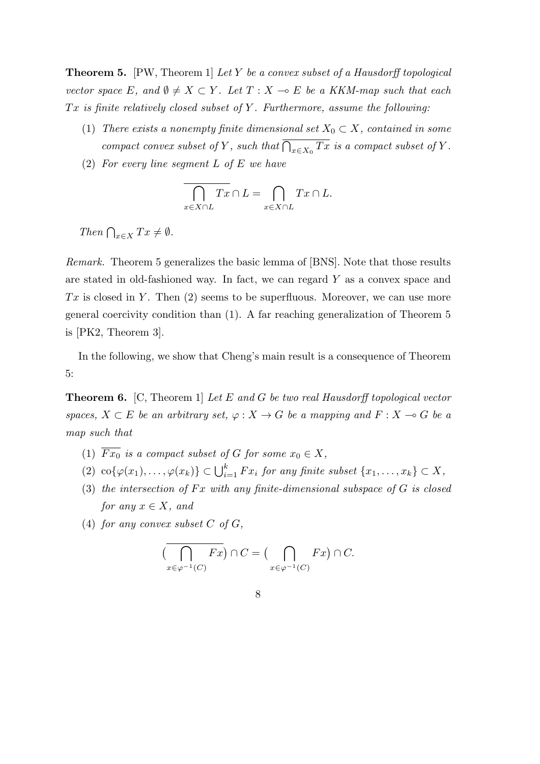**Theorem 5.** [PW, Theorem 1] *Let $Y$ be a convex subset of a Hausdorff topological vector space $E$, and $\emptyset \neq X \subset Y$. Let $T : X \multimap E$ be a KKM-map such that each $Tx$ is finite relatively closed subset of $Y$. Furthermore, assume the following:*

1. *There exists a nonempty finite dimensional set $X_0 \subset X$, contained in some compact convex subset of $Y$, such that $\overline{\bigcap_{x \in X_0} Tx}$ is a compact subset of $Y$.*
2. *For every line segment $L$ of $E$ we have*

$$\overline{\bigcap_{x \in X \cap L} Tx} \cap L = \bigcap_{x \in X \cap L} Tx \cap L.$$

*Then $\bigcap_{x \in X} Tx \neq \emptyset$.*

*Remark.* Theorem 5 generalizes the basic lemma of [BNS]. Note that those results are stated in old-fashioned way. In fact, we can regard $Y$ as a convex space and $Tx$ is closed in $Y$. Then (2) seems to be superfluous. Moreover, we can use more general coercivity condition than (1). A far reaching generalization of Theorem 5 is [PK2, Theorem 3].

In the following, we show that Cheng's main result is a consequence of Theorem 5:

**Theorem 6.** [C, Theorem 1] *Let $E$ and $G$ be two real Hausdorff topological vector spaces, $X \subset E$ be an arbitrary set, $\varphi : X \to G$ be a mapping and $F : X \multimap G$ be a map such that*

1. *$\overline{Fx_0}$ is a compact subset of $G$ for some $x_0 \in X$,*
2. *$\mathrm{co}\{\varphi(x_1), \ldots, \varphi(x_k)\} \subset \bigcup_{i=1}^{k} Fx_i$ for any finite subset $\{x_1, \ldots, x_k\} \subset X$,*
3. *the intersection of $Fx$ with any finite-dimensional subspace of $G$ is closed for any $x \in X$, and*
4. *for any convex subset $C$ of $G$,*

$$\big(\overline{\bigcap_{x \in \varphi^{-1}(C)} Fx}\big) \cap C = \big(\bigcap_{x \in \varphi^{-1}(C)} Fx\big) \cap C.$$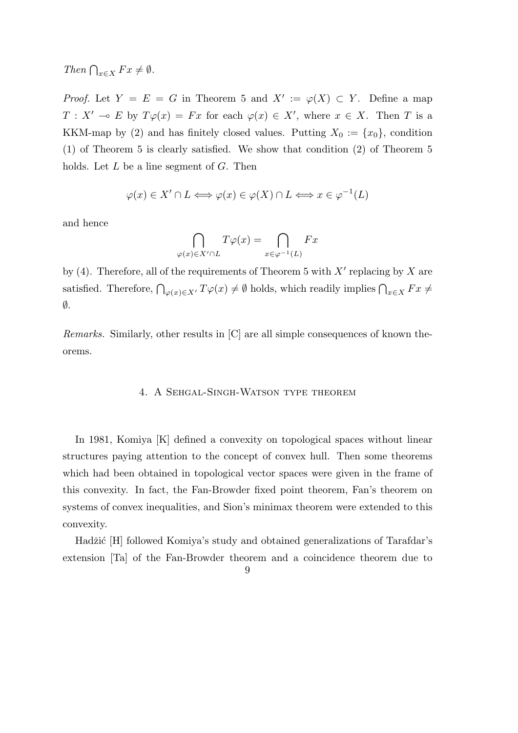*Then* $\bigcap_{x \in X} Fx \neq \emptyset$.

*Proof.* Let $Y = E = G$ in Theorem 5 and $X' := \varphi(X) \subset Y$. Define a map $T : X' \multimap E$ by $T\varphi(x) = Fx$ for each $\varphi(x) \in X'$, where $x \in X$. Then $T$ is a KKM-map by (2) and has finitely closed values. Putting $X_0 := \{x_0\}$, condition (1) of Theorem 5 is clearly satisfied. We show that condition (2) of Theorem 5 holds. Let $L$ be a line segment of $G$. Then

$$\varphi(x) \in X' \cap L \Longleftrightarrow \varphi(x) \in \varphi(X) \cap L \Longleftrightarrow x \in \varphi^{-1}(L)$$

and hence

$$\bigcap_{\varphi(x) \in X' \cap L} T\varphi(x) = \bigcap_{x \in \varphi^{-1}(L)} Fx$$

by (4). Therefore, all of the requirements of Theorem 5 with $X'$ replacing by $X$ are satisfied. Therefore, $\bigcap_{\varphi(x) \in X'} T\varphi(x) \neq \emptyset$ holds, which readily implies $\bigcap_{x \in X} Fx \neq \emptyset$.

*Remarks.* Similarly, other results in [C] are all simple consequences of known theorems.

## 4. A Sehgal-Singh-Watson type theorem

In 1981, Komiya [K] defined a convexity on topological spaces without linear structures paying attention to the concept of convex hull. Then some theorems which had been obtained in topological vector spaces were given in the frame of this convexity. In fact, the Fan-Browder fixed point theorem, Fan's theorem on systems of convex inequalities, and Sion's minimax theorem were extended to this convexity.

Hadžić [H] followed Komiya's study and obtained generalizations of Tarafdar's extension [Ta] of the Fan-Browder theorem and a coincidence theorem due to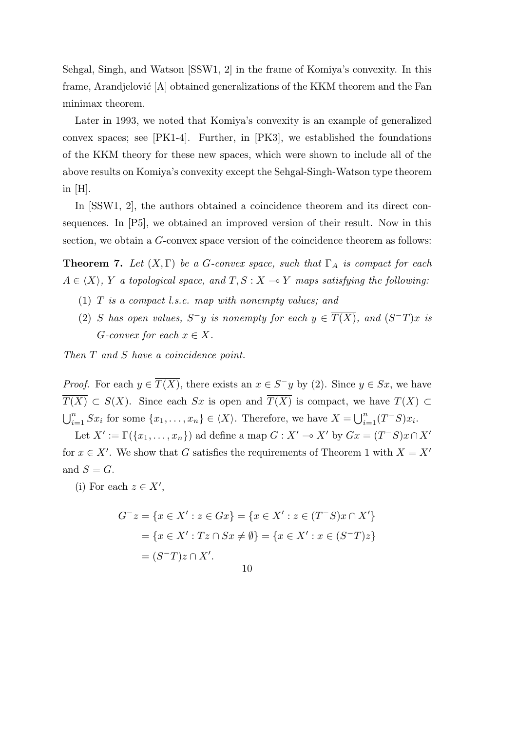Sehgal, Singh, and Watson [SSW1, 2] in the frame of Komiya's convexity. In this frame, Arandjelović [A] obtained generalizations of the KKM theorem and the Fan minimax theorem.

Later in 1993, we noted that Komiya's convexity is an example of generalized convex spaces; see [PK1-4]. Further, in [PK3], we established the foundations of the KKM theory for these new spaces, which were shown to include all of the above results on Komiya's convexity except the Sehgal-Singh-Watson type theorem in [H].

In [SSW1, 2], the authors obtained a coincidence theorem and its direct consequences. In [P5], we obtained an improved version of their result. Now in this section, we obtain a $G$-convex space version of the coincidence theorem as follows:

**Theorem 7.** *Let $(X, \Gamma)$ be a $G$-convex space, such that $\Gamma_A$ is compact for each $A \in \langle X \rangle$, $Y$ a topological space, and $T, S : X \multimap Y$ maps satisfying the following:*

1. *$T$ is a compact l.s.c. map with nonempty values; and*
2. *$S$ has open values, $S^- y$ is nonempty for each $y \in \overline{T(X)}$, and $(S^- T)x$ is $G$-convex for each $x \in X$.*

*Then $T$ and $S$ have a coincidence point.*

*Proof.* For each $y \in \overline{T(X)}$, there exists an $x \in S^- y$ by (2). Since $y \in Sx$, we have $\overline{T(X)} \subset S(X)$. Since each $Sx$ is open and $\overline{T(X)}$ is compact, we have $T(X) \subset \bigcup_{i=1}^n Sx_i$ for some $\{x_1, \ldots, x_n\} \in \langle X \rangle$. Therefore, we have $X = \bigcup_{i=1}^n (T^- S)x_i$.

Let $X' := \Gamma(\{x_1, \ldots, x_n\})$ ad define a map $G : X' \multimap X'$ by $Gx = (T^- S)x \cap X'$ for $x \in X'$. We show that $G$ satisfies the requirements of Theorem 1 with $X = X'$ and $S = G$.

(i) For each $z \in X'$,

$$
\begin{aligned}
G^- z &= \{x \in X' : z \in Gx\} = \{x \in X' : z \in (T^- S)x \cap X'\} \\
&= \{x \in X' : Tz \cap Sx \neq \emptyset\} = \{x \in X' : x \in (S^- T)z\} \\
&= (S^- T)z \cap X'.
\end{aligned}
$$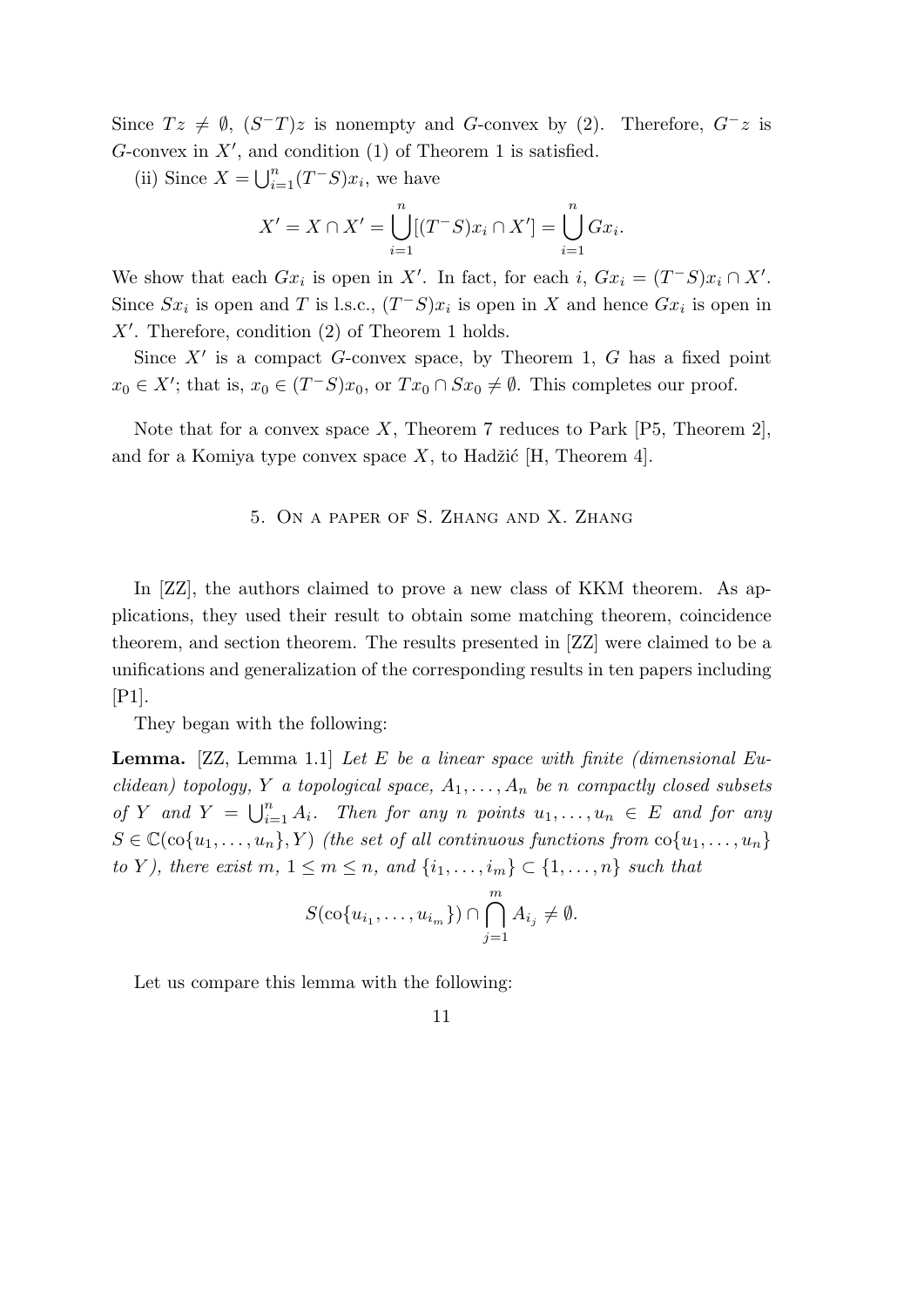Since $Tz \neq \emptyset$, $(S^{-}T)z$ is nonempty and $G$-convex by (2). Therefore, $G^{-}z$ is $G$-convex in $X'$, and condition (1) of Theorem 1 is satisfied.

(ii) Since $X = \bigcup_{i=1}^{n}(T^{-}S)x_i$, we have

$$X' = X \cap X' = \bigcup_{i=1}^{n}[(T^{-}S)x_i \cap X'] = \bigcup_{i=1}^{n} Gx_i.$$

We show that each $Gx_i$ is open in $X'$. In fact, for each $i$, $Gx_i = (T^{-}S)x_i \cap X'$. Since $Sx_i$ is open and $T$ is l.s.c., $(T^{-}S)x_i$ is open in $X$ and hence $Gx_i$ is open in $X'$. Therefore, condition (2) of Theorem 1 holds.

Since $X'$ is a compact $G$-convex space, by Theorem 1, $G$ has a fixed point $x_0 \in X'$; that is, $x_0 \in (T^{-}S)x_0$, or $Tx_0 \cap Sx_0 \neq \emptyset$. This completes our proof.

Note that for a convex space $X$, Theorem 7 reduces to Park [P5, Theorem 2], and for a Komiya type convex space $X$, to Hadžić [H, Theorem 4].

## 5. On a paper of S. Zhang and X. Zhang

In [ZZ], the authors claimed to prove a new class of KKM theorem. As applications, they used their result to obtain some matching theorem, coincidence theorem, and section theorem. The results presented in [ZZ] were claimed to be a unifications and generalization of the corresponding results in ten papers including [P1].

They began with the following:

**Lemma.** [ZZ, Lemma 1.1] *Let $E$ be a linear space with finite (dimensional Euclidean) topology, $Y$ a topological space, $A_1, \ldots, A_n$ be $n$ compactly closed subsets of $Y$ and $Y = \bigcup_{i=1}^{n} A_i$. Then for any $n$ points $u_1, \ldots, u_n \in E$ and for any $S \in \mathbb{C}(\mathrm{co}\{u_1, \ldots, u_n\}, Y)$ (the set of all continuous functions from $\mathrm{co}\{u_1, \ldots, u_n\}$ to $Y$), there exist $m$, $1 \leq m \leq n$, and $\{i_1, \ldots, i_m\} \subset \{1, \ldots, n\}$ such that*

$$S(\mathrm{co}\{u_{i_1}, \ldots, u_{i_m}\}) \cap \bigcap_{j=1}^{m} A_{i_j} \neq \emptyset.$$

Let us compare this lemma with the following: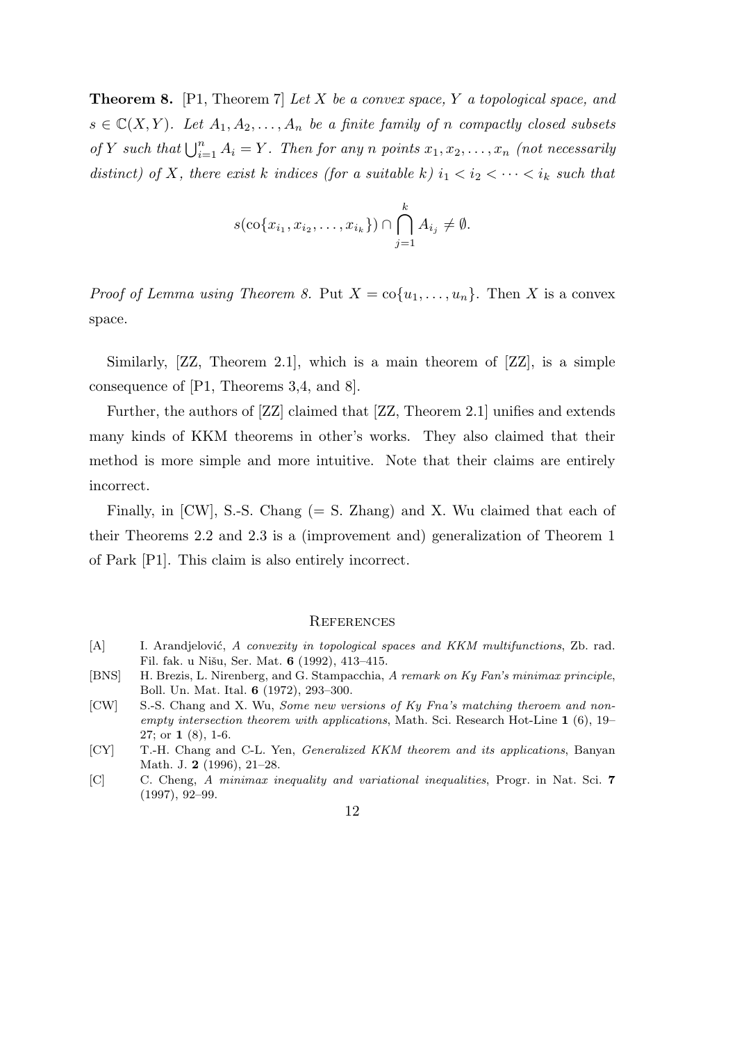**Theorem 8.** [P1, Theorem 7] *Let $X$ be a convex space, $Y$ a topological space, and $s \in \mathbb{C}(X,Y)$. Let $A_1, A_2, \ldots, A_n$ be a finite family of $n$ compactly closed subsets of $Y$ such that $\bigcup_{i=1}^n A_i = Y$. Then for any $n$ points $x_1, x_2, \ldots, x_n$ (not necessarily distinct) of $X$, there exist $k$ indices (for a suitable $k$) $i_1 < i_2 < \cdots < i_k$ such that*

$$s(\mathrm{co}\{x_{i_1}, x_{i_2}, \ldots, x_{i_k}\}) \cap \bigcap_{j=1}^k A_{i_j} \neq \emptyset.$$

*Proof of Lemma using Theorem 8.* Put $X = \mathrm{co}\{u_1, \ldots, u_n\}$. Then $X$ is a convex space.

Similarly, [ZZ, Theorem 2.1], which is a main theorem of [ZZ], is a simple consequence of [P1, Theorems 3,4, and 8].

Further, the authors of [ZZ] claimed that [ZZ, Theorem 2.1] unifies and extends many kinds of KKM theorems in other's works. They also claimed that their method is more simple and more intuitive. Note that their claims are entirely incorrect.

Finally, in [CW], S.-S. Chang (= S. Zhang) and X. Wu claimed that each of their Theorems 2.2 and 2.3 is a (improvement and) generalization of Theorem 1 of Park [P1]. This claim is also entirely incorrect.

## References

- [A] I. Arandjelović, *A convexity in topological spaces and KKM multifunctions*, Zb. rad. Fil. fak. u Nišu, Ser. Mat. **6** (1992), 413–415.
- [BNS] H. Brezis, L. Nirenberg, and G. Stampacchia, *A remark on Ky Fan's minimax principle*, Boll. Un. Mat. Ital. **6** (1972), 293–300.
- [CW] S.-S. Chang and X. Wu, *Some new versions of Ky Fna's matching theroem and non-empty intersection theorem with applications*, Math. Sci. Research Hot-Line **1** (6), 19–27; or **1** (8), 1-6.
- [CY] T.-H. Chang and C-L. Yen, *Generalized KKM theorem and its applications*, Banyan Math. J. **2** (1996), 21–28.
- [C] C. Cheng, *A minimax inequality and variational inequalities*, Progr. in Nat. Sci. **7** (1997), 92–99.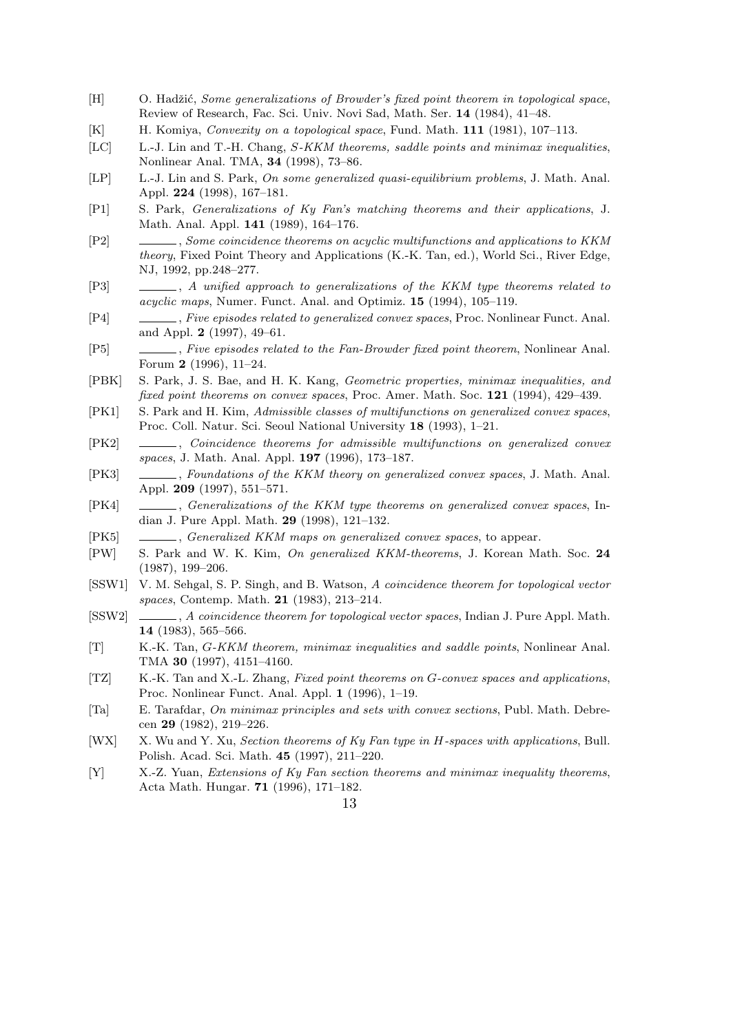[H] O. Hadžić, *Some generalizations of Browder's fixed point theorem in topological space*, Review of Research, Fac. Sci. Univ. Novi Sad, Math. Ser. **14** (1984), 41–48.

[K] H. Komiya, *Convexity on a topological space*, Fund. Math. **111** (1981), 107–113.

[LC] L.-J. Lin and T.-H. Chang, *S-KKM theorems, saddle points and minimax inequalities*, Nonlinear Anal. TMA, **34** (1998), 73–86.

[LP] L.-J. Lin and S. Park, *On some generalized quasi-equilibrium problems*, J. Math. Anal. Appl. **224** (1998), 167–181.

[P1] S. Park, *Generalizations of Ky Fan's matching theorems and their applications*, J. Math. Anal. Appl. **141** (1989), 164–176.

[P2] ______, *Some coincidence theorems on acyclic multifunctions and applications to KKM theory*, Fixed Point Theory and Applications (K.-K. Tan, ed.), World Sci., River Edge, NJ, 1992, pp.248–277.

[P3] ______, *A unified approach to generalizations of the KKM type theorems related to acyclic maps*, Numer. Funct. Anal. and Optimiz. **15** (1994), 105–119.

[P4] ______, *Five episodes related to generalized convex spaces*, Proc. Nonlinear Funct. Anal. and Appl. **2** (1997), 49–61.

[P5] ______, *Five episodes related to the Fan-Browder fixed point theorem*, Nonlinear Anal. Forum **2** (1996), 11–24.

[PBK] S. Park, J. S. Bae, and H. K. Kang, *Geometric properties, minimax inequalities, and fixed point theorems on convex spaces*, Proc. Amer. Math. Soc. **121** (1994), 429–439.

[PK1] S. Park and H. Kim, *Admissible classes of multifunctions on generalized convex spaces*, Proc. Coll. Natur. Sci. Seoul National University **18** (1993), 1–21.

[PK2] ______, *Coincidence theorems for admissible multifunctions on generalized convex spaces*, J. Math. Anal. Appl. **197** (1996), 173–187.

[PK3] ______, *Foundations of the KKM theory on generalized convex spaces*, J. Math. Anal. Appl. **209** (1997), 551–571.

[PK4] ______, *Generalizations of the KKM type theorems on generalized convex spaces*, Indian J. Pure Appl. Math. **29** (1998), 121–132.

[PK5] ______, *Generalized KKM maps on generalized convex spaces*, to appear.

[PW] S. Park and W. K. Kim, *On generalized KKM-theorems*, J. Korean Math. Soc. **24** (1987), 199–206.

[SSW1] V. M. Sehgal, S. P. Singh, and B. Watson, *A coincidence theorem for topological vector spaces*, Contemp. Math. **21** (1983), 213–214.

[SSW2] ______, *A coincidence theorem for topological vector spaces*, Indian J. Pure Appl. Math. **14** (1983), 565–566.

[T] K.-K. Tan, *G-KKM theorem, minimax inequalities and saddle points*, Nonlinear Anal. TMA **30** (1997), 4151–4160.

[TZ] K.-K. Tan and X.-L. Zhang, *Fixed point theorems on G-convex spaces and applications*, Proc. Nonlinear Funct. Anal. Appl. **1** (1996), 1–19.

[Ta] E. Tarafdar, *On minimax principles and sets with convex sections*, Publ. Math. Debrecen **29** (1982), 219–226.

[WX] X. Wu and Y. Xu, *Section theorems of Ky Fan type in H-spaces with applications*, Bull. Polish. Acad. Sci. Math. **45** (1997), 211–220.

[Y] X.-Z. Yuan, *Extensions of Ky Fan section theorems and minimax inequality theorems*, Acta Math. Hungar. **71** (1996), 171–182.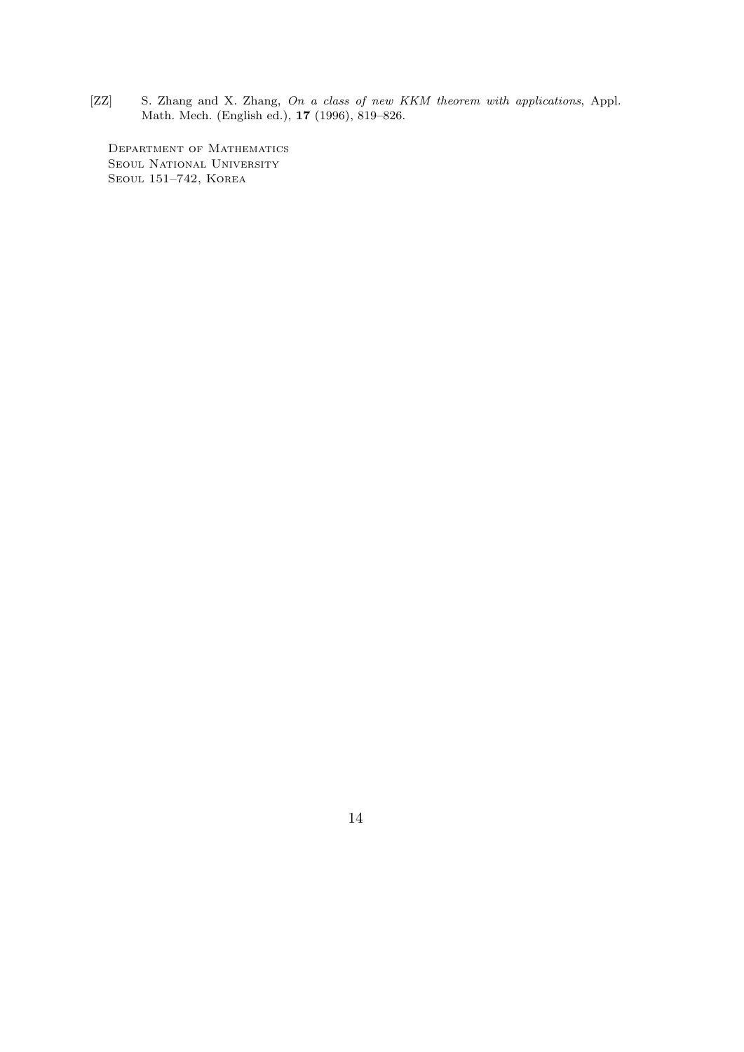[ZZ] S. Zhang and X. Zhang, *On a class of new KKM theorem with applications*, Appl. Math. Mech. (English ed.), **17** (1996), 819–826.

Department of Mathematics
Seoul National University
Seoul 151–742, Korea